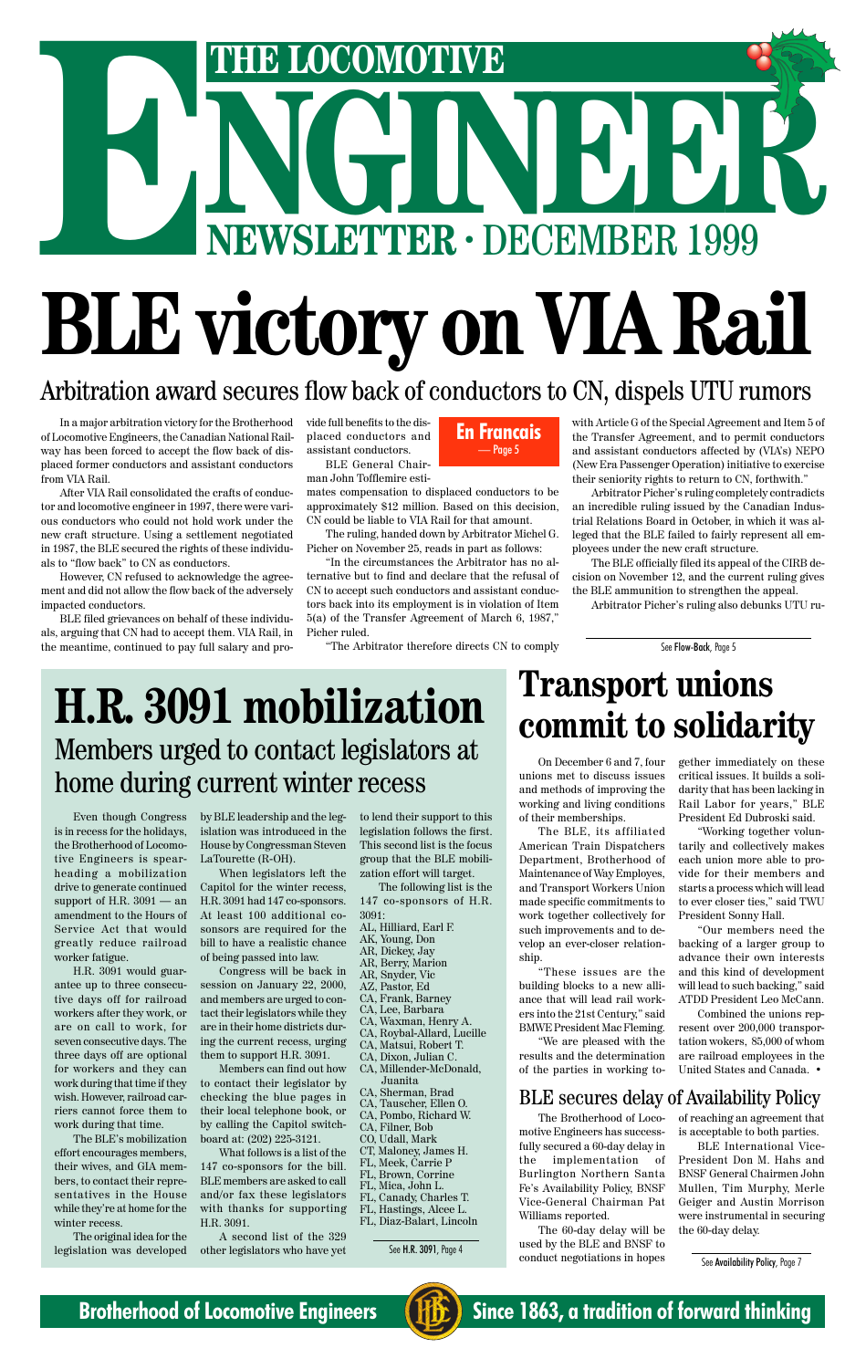# THE LOCOMOTIVE ENGINEER

## NEWSLETTER · DECEMBER 1999

# BLE victory on VIA Rail

## Arbitration award secures flow back of conductors to CN, dispels UTU rumors

**En Francais** — Page 5

In a major arbitration victory for the Brotherhood of Locomotive Engineers, the Canadian National Railway has been forced to accept the flow back of displaced former conductors and assistant conductors from VIA Rail.

After VIA Rail consolidated the crafts of conductor and locomotive engineer in 1997, there were various conductors who could not hold work under the new craft structure. Using a settlement negotiated in 1987, the BLE secured the rights of these individuals to "flow back" to CN as conductors.

However, CN refused to acknowledge the agreement and did not allow the flow back of the adversely impacted conductors.

BLE filed grievances on behalf of these individuals, arguing that CN had to accept them. VIA Rail, in the meantime, continued to pay full salary and provide full benefits to the displaced conductors and assistant conductors.

BLE General Chairman John Tofflemire estimates compensation to displaced conductors to be approximately $12 million. Based on this decision, CN could be liable to VIA Rail for that amount.

The ruling, handed down by Arbitrator Michel G. Picher on November 25, reads in part as follows:

"In the circumstances the Arbitrator has no alternative but to find and declare that the refusal of CN to accept such conductors and assistant conductors back into its employment is in violation of Item 5(a) of the Transfer Agreement of March 6, 1987," Picher ruled.

"The Arbitrator therefore directs CN to comply with Article G of the Special Agreement and Item 5 of the Transfer Agreement, and to permit conductors and assistant conductors affected by (VIA's) NEPO (New Era Passenger Operation) initiative to exercise their seniority rights to return to CN, forthwith."

Arbitrator Picher's ruling completely contradicts an incredible ruling issued by the Canadian Industrial Relations Board in October, in which it was alleged that the BLE failed to fairly represent all employees under the new craft structure.

The BLE officially filed its appeal of the CIRB decision on November 12, and the current ruling gives the BLE ammunition to strengthen the appeal.

Arbitrator Picher's ruling also debunks UTU ru-

See Flow-Back, Page 5

# H.R. 3091 mobilization

## Members urged to contact legislators at home during current winter recess

Even though Congress is in recess for the holidays, the Brotherhood of Locomotive Engineers is spearheading a mobilization drive to generate continued support of H.R. 3091 — an amendment to the Hours of Service Act that would greatly reduce railroad worker fatigue.

H.R. 3091 would guarantee up to three consecutive days off for railroad workers after they work, or are on call to work, for seven consecutive days. The three days off are optional for workers and they can work during that time if they wish. However, railroad carriers cannot force them to work during that time.

The BLE's mobilization effort encourages members, their wives, and GIA members, to contact their representatives in the House while they're at home for the winter recess.

The original idea for the legislation was developed by BLE leadership and the legislation was introduced in the House by Congressman Steven LaTourette (R-OH).

When legislators left the Capitol for the winter recess, H.R. 3091 had 147 co-sponsors. At least 100 additional cosonsors are required for the bill to have a realistic chance of being passed into law.

Congress will be back in session on January 22, 2000, and members are urged to contact their legislators while they are in their home districts during the current recess, urging them to support H.R. 3091.

Members can find out how to contact their legislator by checking the blue pages in their local telephone book, or by calling the Capitol switchboard at: (202) 225-3121.

What follows is a list of the 147 co-sponsors for the bill. BLE members are asked to call and/or fax these legislators with thanks for supporting H.R. 3091.

A second list of the 329 other legislators who have yet to lend their support to this legislation follows the first. This second list is the focus group that the BLE mobilization effort will target.

The following list is the 147 co-sponsors of H.R. 3091:

AL, Hilliard, Earl F.
AK, Young, Don
AR, Dickey, Jay
AR, Berry, Marion
AR, Snyder, Vic
AZ, Pastor, Ed
CA, Frank, Barney
CA, Lee, Barbara
CA, Waxman, Henry A.
CA, Roybal-Allard, Lucille
CA, Matsui, Robert T.
CA, Dixon, Julian C.
CA, Millender-McDonald, Juanita
CA, Sherman, Brad
CA, Tauscher, Ellen O.
CA, Pombo, Richard W.
CA, Filner, Bob
CO, Udall, Mark
CT, Maloney, James H.
FL, Meek, Carrie P
FL, Brown, Corrine
FL, Mica, John L.
FL, Canady, Charles T.
FL, Hastings, Alcee L.
FL, Diaz-Balart, Lincoln

See H.R. 3091, Page 4

# Transport unions commit to solidarity

On December 6 and 7, four unions met to discuss issues and methods of improving the working and living conditions of their memberships.

The BLE, its affiliated American Train Dispatchers Department, Brotherhood of Maintenance of Way Employes, and Transport Workers Union made specific commitments to work together collectively for such improvements and to develop an ever-closer relationship.

"These issues are the building blocks to a new alliance that will lead rail workers into the 21st Century," said BMWE President Mac Fleming.

"We are pleased with the results and the determination of the parties in working together immediately on these critical issues. It builds a solidarity that has been lacking in Rail Labor for years," BLE President Ed Dubroski said.

"Working together voluntarily and collectively makes each union more able to provide for their members and starts a process which will lead to ever closer ties," said TWU President Sonny Hall.

"Our members need the backing of a larger group to advance their own interests and this kind of development will lead to such backing," said ATDD President Leo McCann.

Combined the unions represent over 200,000 transportation wokers, 85,000 of whom are railroad employees in the United States and Canada. •

## BLE secures delay of Availability Policy

The Brotherhood of Locomotive Engineers has successfully secured a 60-day delay in the implementation of Burlington Northern Santa Fe's Availability Policy, BNSF Vice-General Chairman Pat Williams reported.

The 60-day delay will be used by the BLE and BNSF to conduct negotiations in hopes of reaching an agreement that is acceptable to both parties.

BLE International Vice-President Don M. Hahs and BNSF General Chairmen John Mullen, Tim Murphy, Merle Geiger and Austin Morrison were instrumental in securing the 60-day delay.

See Availability Policy, Page 7

**Brotherhood of Locomotive Engineers** — **Since 1863, a tradition of forward thinking**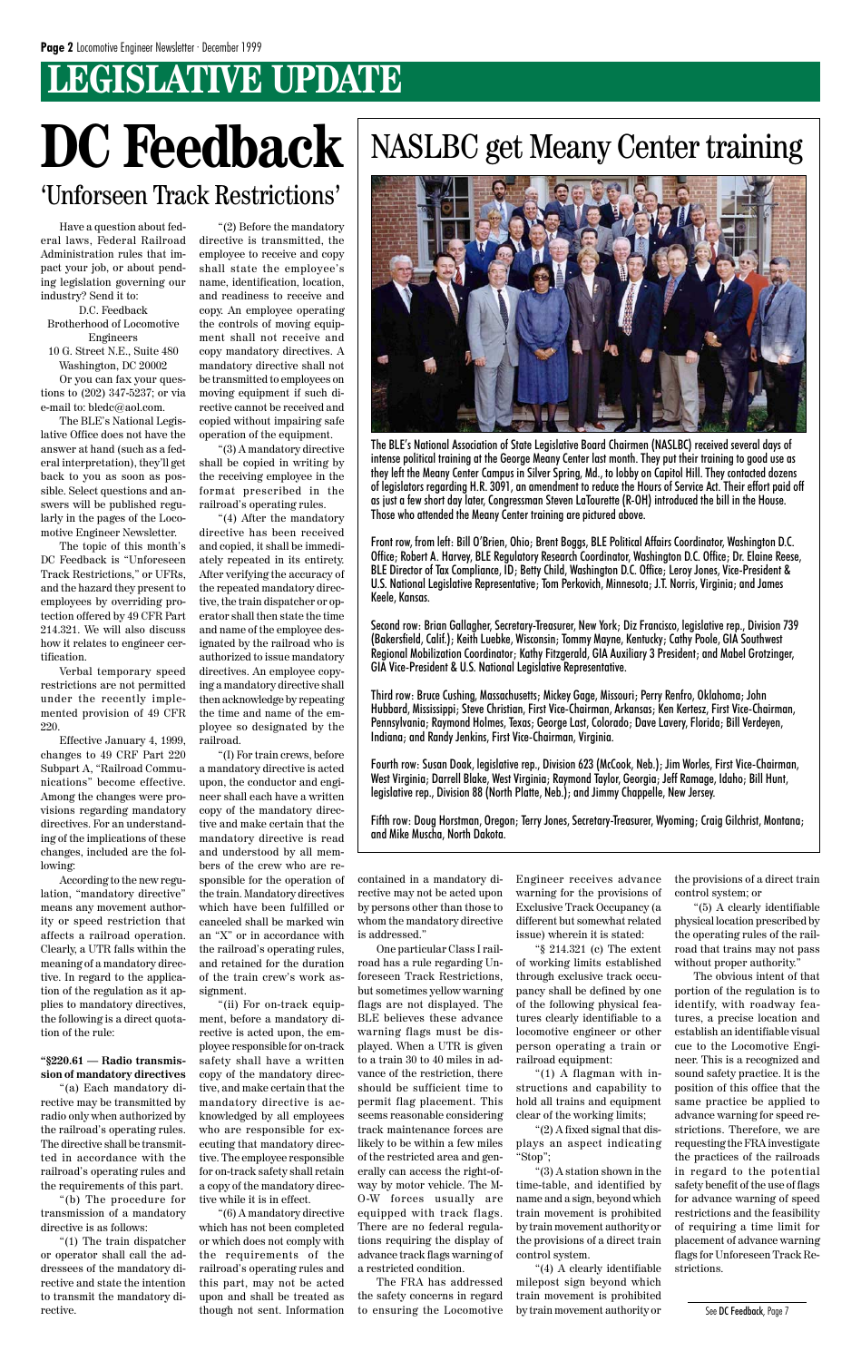# LEGISLATIVE UPDATE

# DC Feedback

## 'Unforseen Track Restrictions'

Have a question about federal laws, Federal Railroad Administration rules that impact your job, or about pending legislation governing our industry? Send it to:

D.C. Feedback
Brotherhood of Locomotive Engineers
10 G. Street N.E., Suite 480
Washington, DC 20002

Or you can fax your questions to (202) 347-5237; or via e-mail to: bledc@aol.com.

The BLE's National Legislative Office does not have the answer at hand (such as a federal interpretation), they'll get back to you as soon as possible. Select questions and answers will be published regularly in the pages of the Locomotive Engineer Newsletter.

The topic of this month's DC Feedback is "Unforeseen Track Restrictions," or UFRs, and the hazard they present to employees by overriding protection offered by 49 CFR Part 214.321. We will also discuss how it relates to engineer certification.

Verbal temporary speed restrictions are not permitted under the recently implemented provision of 49 CFR 220.

Effective January 4, 1999, changes to 49 CRF Part 220 Subpart A, "Railroad Communications" become effective. Among the changes were provisions regarding mandatory directives. For an understanding of the implications of these changes, included are the following:

According to the new regulation, "mandatory directive" means any movement authority or speed restriction that affects a railroad operation. Clearly, a UTR falls within the meaning of a mandatory directive. In regard to the application of the regulation as it applies to mandatory directives, the following is a direct quotation of the rule:

**"§220.61 — Radio transmission of mandatory directives**

"(a) Each mandatory directive may be transmitted by radio only when authorized by the railroad's operating rules. The directive shall be transmitted in accordance with the railroad's operating rules and the requirements of this part.

"(b) The procedure for transmission of a mandatory directive is as follows:

"(1) The train dispatcher or operator shall call the addressees of the mandatory directive and state the intention to transmit the mandatory directive.

"(2) Before the mandatory directive is transmitted, the employee to receive and copy shall state the employee's name, identification, location, and readiness to receive and copy. An employee operating the controls of moving equipment shall not receive and copy mandatory directives. A mandatory directive shall not be transmitted to employees on moving equipment if such directive cannot be received and copied without impairing safe operation of the equipment.

"(3) A mandatory directive shall be copied in writing by the receiving employee in the format prescribed in the railroad's operating rules.

"(4) After the mandatory directive has been received and copied, it shall be immediately repeated in its entirety. After verifying the accuracy of the repeated mandatory directive, the train dispatcher or operator shall then state the time and name of the employee designated by the railroad who is authorized to issue mandatory directives. An employee copying a mandatory directive shall then acknowledge by repeating the time and name of the employee so designated by the railroad.

"(I) For train crews, before a mandatory directive is acted upon, the conductor and engineer shall each have a written copy of the mandatory directive and make certain that the mandatory directive is read and understood by all members of the crew who are responsible for the operation of the train. Mandatory directives which have been fulfilled or canceled shall be marked win an "X" or in accordance with the railroad's operating rules, and retained for the duration of the train crew's work assignment.

"(ii) For on-track equipment, before a mandatory directive is acted upon, the employee responsible for on-track safety shall have a written copy of the mandatory directive, and make certain that the mandatory directive is acknowledged by all employees who are responsible for executing that mandatory directive. The employee responsible for on-track safety shall retain a copy of the mandatory directive while it is in effect.

"(6) A mandatory directive which has not been completed or which does not comply with the requirements of the railroad's operating rules and this part, may not be acted upon and shall be treated as though not sent. Information contained in a mandatory directive may not be acted upon by persons other than those to whom the mandatory directive is addressed."

One particular Class I railroad has a rule regarding Unforeseen Track Restrictions, but sometimes yellow warning flags are not displayed. The BLE believes these advance warning flags must be displayed. When a UTR is given to a train 30 to 40 miles in advance of the restriction, there should be sufficient time to permit flag placement. This seems reasonable considering track maintenance forces are likely to be within a few miles of the restricted area and generally can access the right-of-way by motor vehicle. The M-O-W forces usually are equipped with track flags. There are no federal regulations requiring the display of advance track flags warning of a restricted condition.

The FRA has addressed the safety concerns in regard to ensuring the Locomotive Engineer receives advance warning for the provisions of Exclusive Track Occupancy (a different but somewhat related issue) wherein it is stated:

"§ 214.321 (c) The extent of working limits established through exclusive track occupancy shall be defined by one of the following physical features clearly identifiable to a locomotive engineer or other person operating a train or railroad equipment:

"(1) A flagman with instructions and capability to hold all trains and equipment clear of the working limits;

"(2) A fixed signal that displays an aspect indicating "Stop";

"(3) A station shown in the time-table, and identified by name and a sign, beyond which train movement is prohibited by train movement authority or the provisions of a direct train control system.

"(4) A clearly identifiable milepost sign beyond which train movement is prohibited by train movement authority or the provisions of a direct train control system; or

"(5) A clearly identifiable physical location prescribed by the operating rules of the railroad that trains may not pass without proper authority."

The obvious intent of that portion of the regulation is to identify, with roadway features, a precise location and establish an identifiable visual cue to the Locomotive Engineer. This is a recognized and sound safety practice. It is the position of this office that the same practice be applied to advance warning for speed restrictions. Therefore, we are requesting the FRA investigate the practices of the railroads in regard to the potential safety benefit of the use of flags for advance warning of speed restrictions and the feasibility of requiring a time limit for placement of advance warning flags for Unforeseen Track Restrictions.

See **DC Feedback**, Page 7

# NASLBC get Meany Center training

The BLE's National Association of State Legislative Board Chairmen (NASLBC) received several days of intense political training at the George Meany Center last month. They put their training to good use as they left the Meany Center Campus in Silver Spring, Md., to lobby on Capitol Hill. They contacted dozens of legislators regarding H.R. 3091, an amendment to reduce the Hours of Service Act. Their effort paid off as just a few short day later, Congressman Steven LaTourette (R-OH) introduced the bill in the House. Those who attended the Meany Center training are pictured above.

Front row, from left: Bill O'Brien, Ohio; Brent Boggs, BLE Political Affairs Coordinator, Washington D.C. Office; Robert A. Harvey, BLE Regulatory Research Coordinator, Washington D.C. Office; Dr. Elaine Reese, BLE Director of Tax Compliance, ID; Betty Child, Washington D.C. Office; Leroy Jones, Vice-President & U.S. National Legislative Representative; Tom Perkovich, Minnesota; J.T. Norris, Virginia; and James Keele, Kansas.

Second row: Brian Gallagher, Secretary-Treasurer, New York; Diz Francisco, legislative rep., Division 739 (Bakersfield, Calif.); Keith Luebke, Wisconsin; Tommy Mayne, Kentucky; Cathy Poole, GIA Southwest Regional Mobilization Coordinator; Kathy Fitzgerald, GIA Auxiliary 3 President; and Mabel Grotzinger, GIA Vice-President & U.S. National Legislative Representative.

Third row: Bruce Cushing, Massachusetts; Mickey Gage, Missouri; Perry Renfro, Oklahoma; John Hubbard, Mississippi; Steve Christian, First Vice-Chairman, Arkansas; Ken Kertesz, First Vice-Chairman, Pennsylvania; Raymond Holmes, Texas; George Last, Colorado; Dave Lavery, Florida; Bill Verdeyen, Indiana; and Randy Jenkins, First Vice-Chairman, Virginia.

Fourth row: Susan Doak, legislative rep., Division 623 (McCook, Neb.); Jim Worles, First Vice-Chairman, West Virginia; Darrell Blake, West Virginia; Raymond Taylor, Georgia; Jeff Ramage, Idaho; Bill Hunt, legislative rep., Division 88 (North Platte, Neb.); and Jimmy Chappelle, New Jersey.

Fifth row: Doug Horstman, Oregon; Terry Jones, Secretary-Treasurer, Wyoming; Craig Gilchrist, Montana; and Mike Muscha, North Dakota.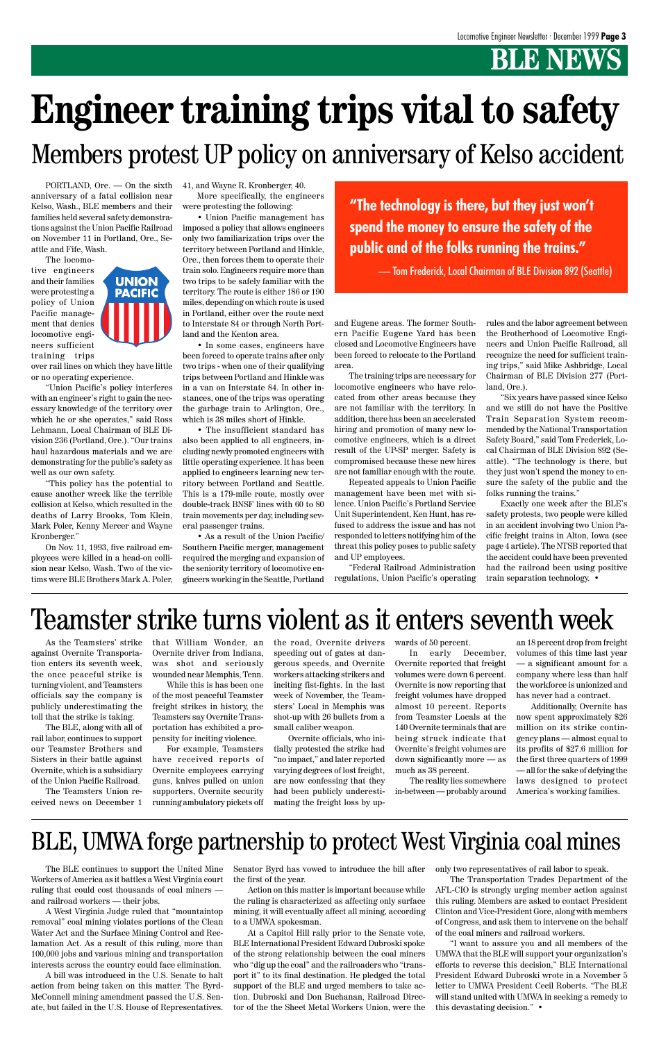# BLE NEWS

# Engineer training trips vital to safety

## Members protest UP policy on anniversary of Kelso accident

PORTLAND, Ore. — On the sixth anniversary of a fatal collision near Kelso, Wash., BLE members and their families held several safety demonstrations against the Union Pacific Railroad on November 11 in Portland, Ore., Seattle and Fife, Wash.

The locomotive engineers and their families were protesting a policy of Union Pacific management that denies locomotive engineers sufficient training trips over rail lines on which they have little or no operating experience.

"Union Pacific's policy interferes with an engineer's right to gain the necessary knowledge of the territory over which he or she operates," said Ross Lehmann, Local Chairman of BLE Division 236 (Portland, Ore.). "Our trains haul hazardous materials and we are demonstrating for the public's safety as well as our own safety.

"This policy has the potential to cause another wreck like the terrible collision at Kelso, which resulted in the deaths of Larry Brooks, Tom Klein, Mark Poler, Kenny Mercer and Wayne Kronberger."

On Nov. 11, 1993, five railroad employees were killed in a head-on collision near Kelso, Wash. Two of the victims were BLE Brothers Mark A. Poler, 41, and Wayne R. Kronberger, 40.

More specifically, the engineers were protesting the following:

- Union Pacific management has imposed a policy that allows engineers only two familiarization trips over the territory between Portland and Hinkle, Ore., then forces them to operate their train solo. Engineers require more than two trips to be safely familiar with the territory. The route is either 186 or 190 miles, depending on which route is used in Portland, either over the route next to Interstate 84 or through North Portland and the Kenton area.
- In some cases, engineers have been forced to operate trains after only two trips - when one of their qualifying trips between Portland and Hinkle was in a van on Interstate 84. In other instances, one of the trips was operating the garbage train to Arlington, Ore., which is 38 miles short of Hinkle.
- The insufficient standard has also been applied to all engineers, including newly promoted engineers with little operating experience. It has been applied to engineers learning new territory between Portland and Seattle. This is a 179-mile route, mostly over double-track BNSF lines with 60 to 80 train movements per day, including several passenger trains.
- As a result of the Union Pacific/Southern Pacific merger, management required the merging and expansion of the seniority territory of locomotive engineers working in the Seattle, Portland and Eugene areas. The former Southern Pacific Eugene Yard has been closed and Locomotive Engineers have been forced to relocate to the Portland area.

> **"The technology is there, but they just won't spend the money to ensure the safety of the public and of the folks running the trains."**
>
> — Tom Frederick, Local Chairman of BLE Division 892 (Seattle)

The training trips are necessary for locomotive engineers who have relocated from other areas because they are not familiar with the territory. In addition, there has been an accelerated hiring and promotion of many new locomotive engineers, which is a direct result of the UP-SP merger. Safety is compromised because these new hires are not familiar enough with the route.

Repeated appeals to Union Pacific management have been met with silence. Union Pacific's Portland Service Unit Superintendent, Ken Hunt, has refused to address the issue and has not responded to letters notifying him of the threat this policy poses to public safety and UP employees.

"Federal Railroad Administration regulations, Union Pacific's operating rules and the labor agreement between the Brotherhood of Locomotive Engineers and Union Pacific Railroad, all recognize the need for sufficient training trips," said Mike Ashbridge, Local Chairman of BLE Division 277 (Portland, Ore.).

"Six years have passed since Kelso and we still do not have the Positive Train Separation System recommended by the National Transportation Safety Board," said Tom Frederick, Local Chairman of BLE Division 892 (Seattle). "The technology is there, but they just won't spend the money to ensure the safety of the public and the folks running the trains."

Exactly one week after the BLE's safety protests, two people were killed in an accident involving two Union Pacific freight trains in Alton, Iowa (see page 4 article). The NTSB reported that the accident could have been prevented had the railroad been using positive train separation technology. •

# Teamster strike turns violent as it enters seventh week

As the Teamsters' strike against Overnite Transportation enters its seventh week, the once peaceful strike is turning violent, and Teamsters officials say the company is publicly underestimating the toll that the strike is taking.

The BLE, along with all of rail labor, continues to support our Teamster Brothers and Sisters in their battle against Overnite, which is a subsidiary of the Union Pacific Railroad.

The Teamsters Union received news on December 1 that William Wonder, an Overnite driver from Indiana, was shot and seriously wounded near Memphis, Tenn.

While this is has been one of the most peaceful Teamster freight strikes in history, the Teamsters say Overnite Transportation has exhibited a propensity for inciting violence.

For example, Teamsters have received reports of Overnite employees carrying guns, knives pulled on union supporters, Overnite security running ambulatory pickets off the road, Overnite drivers speeding out of gates at dangerous speeds, and Overnite workers attacking strikers and inciting fist-fights. In the last week of November, the Teamsters' Local in Memphis was shot-up with 26 bullets from a small caliber weapon.

Overnite officials, who initially protested the strike had "no impact," and later reported varying degrees of lost freight, are now confessing that they had been publicly underestimating the freight loss by upwards of 50 percent.

In early December, Overnite reported that freight volumes were down 6 percent. Overnite is now reporting that freight volumes have dropped almost 10 percent. Reports from Teamster Locals at the 140 Overnite terminals that are being struck indicate that Overnite's freight volumes are down significantly more — as much as 38 percent.

The reality lies somewhere in-between — probably around an 18 percent drop from freight volumes of this time last year — a significant amount for a company where less than half the workforce is unionized and has never had a contract.

Additionally, Overnite has now spent approximately $26 million on its strike contingency plans — almost equal to its profits of $27.6 million for the first three quarters of 1999 — all for the sake of defying the laws designed to protect America's working families.

# BLE, UMWA forge partnership to protect West Virginia coal mines

The BLE continues to support the United Mine Workers of America as it battles a West Virginia court ruling that could cost thousands of coal miners — and railroad workers — their jobs.

A West Virginia Judge ruled that "mountaintop removal" coal mining violates portions of the Clean Water Act and the Surface Mining Control and Reclamation Act. As a result of this ruling, more than 100,000 jobs and various mining and transportation interests across the country could face elimination.

A bill was introduced in the U.S. Senate to halt action from being taken on this matter. The Byrd-McConnell mining amendment passed the U.S. Senate, but failed in the U.S. House of Representatives. Senator Byrd has vowed to introduce the bill after the first of the year.

Action on this matter is important because while the ruling is characterized as affecting only surface mining, it will eventually affect all mining, according to a UMWA spokesman.

At a Capitol Hill rally prior to the Senate vote, BLE International President Edward Dubroski spoke of the strong relationship between the coal miners who "dig up the coal" and the railroaders who "transport it" to its final destination. He pledged the total support of the BLE and urged members to take action. Dubroski and Don Buchanan, Railroad Director of the the Sheet Metal Workers Union, were the only two representatives of rail labor to speak.

The Transportation Trades Department of the AFL-CIO is strongly urging member action against this ruling. Members are asked to contact President Clinton and Vice-President Gore, along with members of Congress, and ask them to intervene on the behalf of the coal miners and railroad workers.

"I want to assure you and all members of the UMWA that the BLE will support your organization's efforts to reverse this decision," BLE International President Edward Dubroski wrote in a November 5 letter to UMWA President Cecil Roberts. "The BLE will stand united with UMWA in seeking a remedy to this devastating decision." •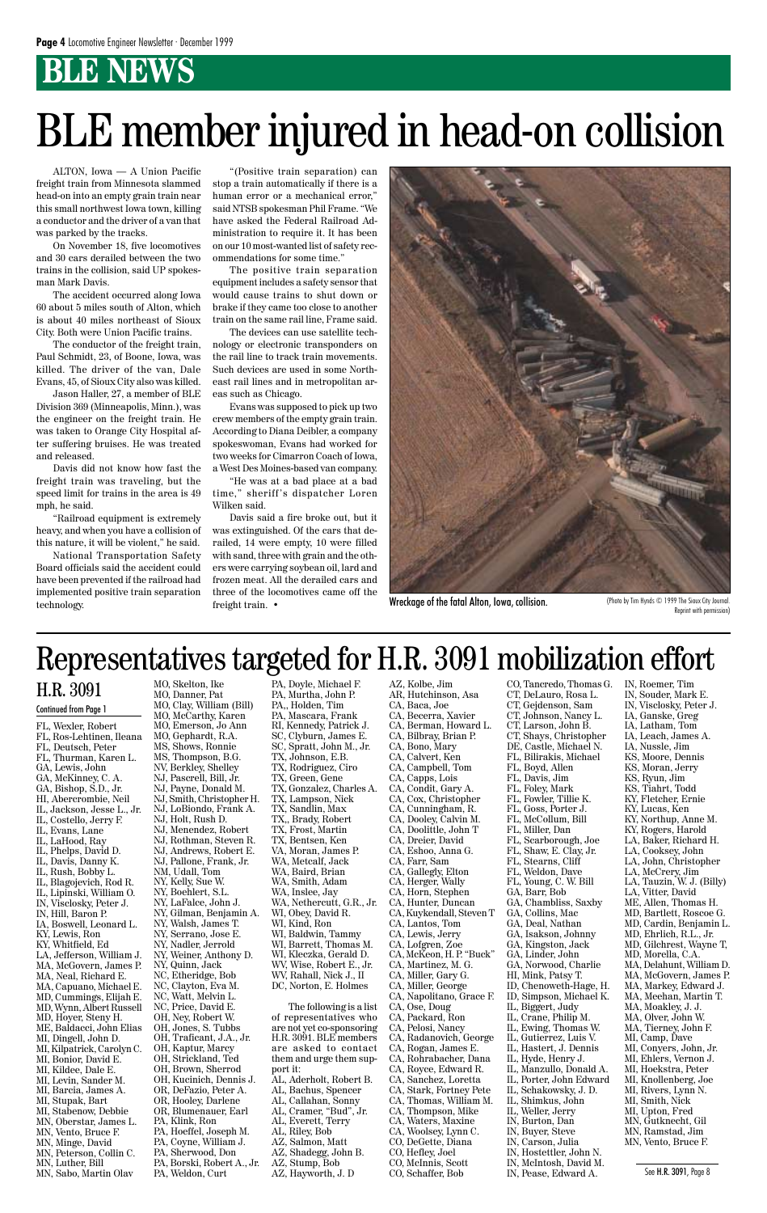# BLE NEWS

# BLE member injured in head-on collision

ALTON, Iowa — A Union Pacific freight train from Minnesota slammed head-on into an empty grain train near this small northwest Iowa town, killing a conductor and the driver of a van that was parked by the tracks.

On November 18, five locomotives and 30 cars derailed between the two trains in the collision, said UP spokesman Mark Davis.

The accident occurred along Iowa 60 about 5 miles south of Alton, which is about 40 miles northeast of Sioux City. Both were Union Pacific trains.

The conductor of the freight train, Paul Schmidt, 23, of Boone, Iowa, was killed. The driver of the van, Dale Evans, 45, of Sioux City also was killed.

Jason Haller, 27, a member of BLE Division 369 (Minneapolis, Minn.), was the engineer on the freight train. He was taken to Orange City Hospital after suffering bruises. He was treated and released.

Davis did not know how fast the freight train was traveling, but the speed limit for trains in the area is 49 mph, he said.

"Railroad equipment is extremely heavy, and when you have a collision of this nature, it will be violent," he said.

National Transportation Safety Board officials said the accident could have been prevented if the railroad had implemented positive train separation technology.

"(Positive train separation) can stop a train automatically if there is a human error or a mechanical error," said NTSB spokesman Phil Frame. "We have asked the Federal Railroad Administration to require it. It has been on our 10 most-wanted list of safety recommendations for some time."

The positive train separation equipment includes a safety sensor that would cause trains to shut down or brake if they came too close to another train on the same rail line, Frame said.

The devices can use satellite technology or electronic transponders on the rail line to track train movements. Such devices are used in some Northeast rail lines and in metropolitan areas such as Chicago.

Evans was supposed to pick up two crew members of the empty grain train. According to Diana Deibler, a company spokeswoman, Evans had worked for two weeks for Cimarron Coach of Iowa, a West Des Moines-based van company.

"He was at a bad place at a bad time," sheriff's dispatcher Loren Wilken said.

Davis said a fire broke out, but it was extinguished. Of the cars that derailed, 14 were empty, 10 were filled with sand, three with grain and the others were carrying soybean oil, lard and frozen meat. All the derailed cars and three of the locomotives came off the freight train. •

Wreckage of the fatal Alton, Iowa, collision.

(Photo by Tim Hynds © 1999 The Sioux City Journal. Reprint with permission)

# Representatives targeted for H.R. 3091 mobilization effort

## H.R. 3091

Continued from Page 1

FL, Wexler, Robert
FL, Ros-Lehtinen, Ileana
FL, Deutsch, Peter
FL, Thurman, Karen L.
GA, Lewis, John
GA, McKinney, C. A.
GA, Bishop, S.D., Jr.
HI, Abercrombie, Neil
IL, Jackson, Jesse L., Jr.
IL, Costello, Jerry F.
IL, Evans, Lane
IL, LaHood, Ray
IL, Phelps, David D.
IL, Davis, Danny K.
IL, Rush, Bobby L.
IL, Blagojevich, Rod R.
IL, Lipinski, William O.
IN, Visclosky, Peter J.
IN, Hill, Baron P.
IA, Boswell, Leonard L.
KY, Lewis, Ron
KY, Whitfield, Ed
LA, Jefferson, William J.
MA, McGovern, James P.
MA, Neal, Richard E.
MA, Capuano, Michael E.
MD, Cummings, Elijah E.
MD, Wynn, Albert Russell
MD, Hoyer, Steny H.
ME, Baldacci, John Elias
MI, Dingell, John D.
MI, Kilpatrick, Carolyn C.
MI, Bonior, David E.
MI, Kildee, Dale E.
MI, Levin, Sander M.
MI, Barcia, James A.
MI, Stupak, Bart
MI, Stabenow, Debbie
MN, Oberstar, James L.
MN, Vento, Bruce F.
MN, Minge, David
MN, Peterson, Collin C.
MN, Luther, Bill
MN, Sabo, Martin Olav
MO, Skelton, Ike
MO, Danner, Pat
MO, Clay, William (Bill)
MO, McCarthy, Karen
MO, Emerson, Jo Ann
MO, Gephardt, R.A.
MS, Shows, Ronnie
MS, Thompson, B.G.
NV, Berkley, Shelley
NJ, Pascrell, Bill, Jr.
NJ, Payne, Donald M.
NJ, Smith, Christopher H.
NJ, LoBiondo, Frank A.
NJ, Holt, Rush D.
NJ, Menendez, Robert
NJ, Rothman, Steven R.
NJ, Andrews, Robert E.
NJ, Pallone, Frank, Jr.
NM, Udall, Tom
NY, Kelly, Sue W.
NY, Boehlert, S.L.
NY, LaFalce, John J.
NY, Gilman, Benjamin A.
NY, Walsh, James T.
NY, Serrano, Jose E.
NY, Nadler, Jerrold
NY, Weiner, Anthony D.
NY, Quinn, Jack
NC, Etheridge, Bob
NC, Clayton, Eva M.
NC, Watt, Melvin L.
NC, Price, David E.
OH, Ney, Robert W.
OH, Jones, S. Tubbs
OH, Traficant, J.A., Jr.
OH, Kaptur, Marcy
OH, Strickland, Ted
OH, Brown, Sherrod
OH, Kucinich, Dennis J.
OR, DeFazio, Peter A.
OR, Hooley, Darlene
OR, Blumenauer, Earl
PA, Klink, Ron
PA, Hoeffel, Joseph M.
PA, Coyne, William J.
PA, Sherwood, Don
PA, Borski, Robert A., Jr.
PA, Weldon, Curt
PA, Doyle, Michael F.
PA, Murtha, John P.
PA,, Holden, Tim
PA, Mascara, Frank
RI, Kennedy, Patrick J.
SC, Clyburn, James E.
SC, Spratt, John M., Jr.
TX, Johnson, E.B.
TX, Rodriguez, Ciro
TX, Green, Gene
TX, Gonzalez, Charles A.
TX, Lampson, Nick
TX, Sandlin, Max
TX,, Brady, Robert
TX, Frost, Martin
TX, Bentsen, Ken
VA, Moran, James P.
WA, Metcalf, Jack
WA, Baird, Brian
WA, Smith, Adam
WA, Inslee, Jay
WA, Nethercutt, G.R., Jr.
WI, Obey, David R.
WI, Kind, Ron
WI, Baldwin, Tammy
WI, Barrett, Thomas M.
WI, Kleczka, Gerald D.
WV, Wise, Robert E., Jr.
WV, Rahall, Nick J., II
DC, Norton, E. Holmes

The following is a list of representatives who are not yet co-sponsoring H.R. 3091. BLE members are asked to contact them and urge them support it:

AL, Aderholt, Robert B.
AL, Bachus, Spencer
AL, Callahan, Sonny
AL, Cramer, "Bud", Jr.
AL, Everett, Terry
AL, Riley, Bob
AZ, Salmon, Matt
AZ, Shadegg, John B.
AZ, Stump, Bob
AZ, Hayworth, J. D
AZ, Kolbe, Jim
AR, Hutchinson, Asa
CA, Baca, Joe
CA, Becerra, Xavier
CA, Berman, Howard L.
CA, Bilbray, Brian P.
CA, Bono, Mary
CA, Calvert, Ken
CA, Campbell, Tom
CA, Capps, Lois
CA, Condit, Gary A.
CA, Cox, Christopher
CA, Cunningham, R.
CA, Dooley, Calvin M.
CA, Doolittle, John T
CA, Dreier, David
CA, Eshoo, Anna G.
CA, Farr, Sam
CA, Gallegly, Elton
CA, Herger, Wally
CA, Horn, Stephen
CA, Hunter, Duncan
CA, Kuykendall, Steven T
CA, Lantos, Tom
CA, Lewis, Jerry
CA, Lofgren, Zoe
CA, McKeon, H. P. "Buck"
CA, Martinez, M. G.
CA, Miller, Gary G.
CA, Miller, George
CA, Napolitano, Grace F.
CA, Ose, Doug
CA, Packard, Ron
CA, Pelosi, Nancy
CA, Radanovich, George
CA, Rogan, James E.
CA, Rohrabacher, Dana
CA, Royce, Edward R.
CA, Sanchez, Loretta
CA, Stark, Fortney Pete
CA, Thomas, William M.
CA, Thompson, Mike
CA, Waters, Maxine
CA, Woolsey, Lynn C.
CO, DeGette, Diana
CO, Hefley, Joel
CO, McInnis, Scott
CO, Schaffer, Bob
CO, Tancredo, Thomas G.
CT, DeLauro, Rosa L.
CT, Gejdenson, Sam
CT, Johnson, Nancy L.
CT, Larson, John B.
CT, Shays, Christopher
DE, Castle, Michael N.
FL, Bilirakis, Michael
FL, Boyd, Allen
FL, Davis, Jim
FL, Foley, Mark
FL, Fowler, Tillie K.
FL, Goss, Porter J.
FL, McCollum, Bill
FL, Miller, Dan
FL, Scarborough, Joe
FL, Shaw, E. Clay, Jr.
FL, Stearns, Cliff
FL, Weldon, Dave
FL, Young, C. W. Bill
GA, Barr, Bob
GA, Chambliss, Saxby
GA, Collins, Mac
GA, Deal, Nathan
GA, Isakson, Johnny
GA, Kingston, Jack
GA, Linder, John
GA, Norwood, Charlie
HI, Mink, Patsy T.
ID, Chenoweth-Hage, H.
ID, Simpson, Michael K.
IL, Biggert, Judy
IL, Crane, Philip M.
IL, Ewing, Thomas W.
IL, Gutierrez, Luis V.
IL, Hastert, J. Dennis
IL, Hyde, Henry J.
IL, Manzullo, Donald A.
IL, Porter, John Edward
IL, Schakowsky, J. D.
IL, Shimkus, John
IL, Weller, Jerry
IN, Burton, Dan
IN, Buyer, Steve
IN, Carson, Julia
IN, Hostettler, John N.
IN, McIntosh, David M.
IN, Pease, Edward A.
IN, Roemer, Tim
IN, Souder, Mark E.
IN, Visclosky, Peter J.
IA, Ganske, Greg
IA, Latham, Tom
IA, Leach, James A.
IA, Nussle, Jim
KS, Moore, Dennis
KS, Moran, Jerry
KS, Ryun, Jim
KS, Tiahrt, Todd
KY, Fletcher, Ernie
KY, Lucas, Ken
KY, Northup, Anne M.
KY, Rogers, Harold
LA, Baker, Richard H.
LA, Cooksey, John
LA, John, Christopher
LA, McCrery, Jim
LA, Tauzin, W. J. (Billy)
LA, Vitter, David
ME, Allen, Thomas H.
MD, Bartlett, Roscoe G.
MD, Cardin, Benjamin L.
MD, Ehrlich, R.L., Jr.
MD, Gilchrest, Wayne T,
MD, Morella, C.A.
MA, Delahunt, William D.
MA, McGovern, James P.
MA, Markey, Edward J.
MA, Meehan, Martin T.
MA, Moakley, J. J.
MA, Olver, John W.
MA, Tierney, John F.
MI, Camp, Dave
MI, Conyers, John, Jr.
MI, Ehlers, Vernon J.
MI, Hoekstra, Peter
MI, Knollenberg, Joe
MI, Rivers, Lynn N.
MI, Smith, Nick
MI, Upton, Fred
MN, Gutknecht, Gil
MN, Ramstad, Jim
MN, Vento, Bruce F.

See **H.R. 3091**, Page 8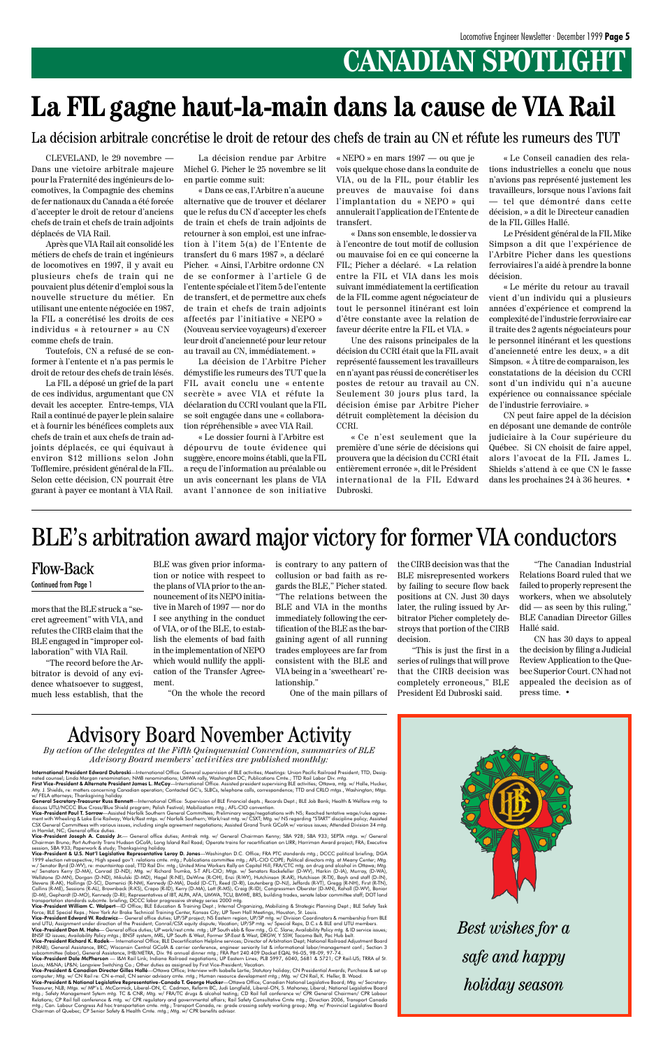# CANADIAN SPOTLIGHT

# La FIL gagne haut-la-main dans la cause de VIA Rail

## La décision arbitrale concrétise le droit de retour des chefs de train au CN et réfute les rumeurs des TUT

CLEVELAND, le 29 novembre — Dans une victoire arbitrale majeure pour la Fraternité des ingénieurs de locomotives, la Compagnie des chemins de fer nationaux du Canada a été forcée d'accepter le droit de retour d'anciens chefs de train et chefs de train adjoints déplacés de VIA Rail.

Après que VIA Rail ait consolidé les métiers de chefs de train et ingénieurs de locomotives en 1997, il y avait eu plusieurs chefs de train qui ne pouvaient plus détenir d'emploi sous la nouvelle structure du métier. En utilisant une entente négociée en 1987, la FIL a concrétisé les droits de ces individus « à retourner » au CN comme chefs de train.

Toutefois, CN a refusé de se conformer à l'entente et n'a pas permis le droit de retour des chefs de train lésés.

La FIL a déposé un grief de la part de ces individus, argumentant que CN devait les accepter. Entre-temps, VIA Rail a continué de payer le plein salaire et à fournir les bénéfices complets aux chefs de train et aux chefs de train adjoints déplacés, ce qui équivaut à environ $12 millions selon John Tofflemire, président général de la FIL. Selon cette décision, CN pourrait être garant à payer ce montant à VIA Rail.

La décision rendue par Arbitre Michel G. Picher le 25 novembre se lit en partie comme suit:

« Dans ce cas, l'Arbitre n'a aucune alternative que de trouver et déclarer que le refus du CN d'accepter les chefs de train et chefs de train adjoints de retourner à son emploi, est une infraction à l'item 5(a) de l'Entente de transfert du 6 mars 1987 », a déclaré Picher. « Ainsi, l'Arbitre ordonne CN de se conformer à l'article G de l'entente spéciale et l'item 5 de l'entente de transfert, et de permettre aux chefs de train et chefs de train adjoints affectés par l'initiative « NEPO » (Nouveau service voyageurs) d'exercer leur droit d'ancienneté pour leur retour au travail au CN, immédiatement. »

La décision de l'Arbitre Picher démystifie les rumeurs des TUT que la FIL avait conclu une « entente secrète » avec VIA et réfute la déclaration du CCRI voulant que la FIL se soit engagée dans une « collaboration répréhensible » avec VIA Rail.

« Le dossier fourni à l'Arbitre est dépourvu de toute évidence qui suggère, encore moins établi, que la FIL a reçu de l'information au préalable ou un avis concernant les plans de VIA avant l'annonce de son initiative « NEPO » en mars 1997 — ou que je vois quelque chose dans la conduite de VIA, ou de la FIL, pour établir les preuves de mauvaise foi dans l'implantation du « NEPO » qui annulerait l'application de l'Entente de transfert.

« Dans son ensemble, le dossier va à l'encontre de tout motif de collusion ou mauvaise foi en ce qui concerne la FIL; Picher a déclaré. « La relation entre la FIL et VIA dans les mois suivant immédiatement la certification de la FIL comme agent négociateur de tout le personnel itinérant est loin d'être constante avec la relation de faveur décrite entre la FIL et VIA. »

Une des raisons principales de la décision du CCRI était que la FIL avait représenté faussement les travailleurs en n'ayant pas réussi de concrétiser les postes de retour au travail au CN. Seulement 30 jours plus tard, la décision émise par Arbitre Picher détruit complètement la décision du CCRI.

« Ce n'est seulement que la première d'une série de décisions qui prouvera que la décision du CCRI était entièrement erronée », dit le Président international de la FIL Edward Dubroski.

« Le Conseil canadien des relations industrielles a conclu que nous n'avions pas représenté justement les travailleurs, lorsque nous l'avions fait — tel que démontré dans cette décision, » a dit le Directeur canadien de la FIL Gilles Hallé.

Le Président général de la FIL Mike Simpson a dit que l'expérience de l'Arbitre Picher dans les questions ferroviaires l'a aidé à prendre la bonne décision.

« Le mérite du retour au travail vient d'un individu qui a plusieurs années d'expérience et comprend la complexité de l'industrie ferroviaire car il traite des 2 agents négociateurs pour le personnel itinérant et les questions d'ancienneté entre les deux, » a dit Simpson. « À titre de comparaison, les constatations de la décision du CCRI sont d'un individu qui n'a aucune expérience ou connaissance spéciale de l'industrie ferroviaire. »

CN peut faire appel de la décision en déposant une demande de contrôle judiciaire à la Cour supérieure du Québec. Si CN choisit de faire appel, alors l'avocat de la FIL James L. Shields s'attend à ce que CN le fasse dans les prochaines 24 à 36 heures. •

# BLE's arbitration award major victory for former VIA conductors

## Flow-Back

Continued from Page 1

mors that the BLE struck a "secret agreement" with VIA, and refutes the CIRB claim that the BLE engaged in "improper collaboration" with VIA Rail.

"The record before the Arbitrator is devoid of any evidence whatsoever to suggest, much less establish, that the BLE was given prior information or notice with respect to the plans of VIA prior to the announcement of its NEPO initiative in March of 1997 — nor do I see anything in the conduct of VIA, or of the BLE, to establish the elements of bad faith in the implementation of NEPO which would nullify the application of the Transfer Agreement.

"On the whole the record is contrary to any pattern of collusion or bad faith as regards the BLE," Picher stated. "The relations between the BLE and VIA in the months immediately following the certification of the BLE as the bargaining agent of all running trades employees are far from consistent with the BLE and VIA being in a 'sweetheart' relationship."

One of the main pillars of the CIRB decision was that the BLE misrepresented workers by failing to secure flow back positions at CN. Just 30 days later, the ruling issued by Arbitrator Picher completely destroys that portion of the CIRB decision.

"This is just the first in a series of rulings that will prove that the CIRB decision was completely erroneous," BLE President Ed Dubroski said.

"The Canadian Industrial Relations Board ruled that we failed to properly represent the workers, when we absolutely did — as seen by this ruling," BLE Canadian Director Gilles Hallé said.

CN has 30 days to appeal the decision by filing a Judicial Review Application to the Quebec Superior Court. CN had not appealed the decision as of press time. •

# Advisory Board November Activity

*By action of the delegates at the Fifth Quinquennial Convention, summaries of BLE Advisory Board members' activities are published monthly:*

**International President Edward Dubroski**—International Office: General supervision of BLE activities; Meetings: Union Pacific Railroad President; TTD; Designated counsel; Linda Morgan renomination; NMB renominations; UMWA rally, Washington DC; Publications Cmte.; TTD Rail Labor Div. mtg.

**First Vice-President & Alternate President James L. McCoy**—International Office. Assisted president supervising BLE activities; Ottawa, mtg. w/ Halle, Hucker, Atty. J. Shields, re: matters concerning Canadian operation; Contacted GC's, SLBCs, telephone calls, correspondence; TTD and CRLO mtgs., Washington; Mtgs. w/ FELA attorneys; Thanksgiving holiday.

**General Secretary-Treasurer Russ Bennett**—International Office: Supervision of BLE Financial depts.; Records Dept.; BLE Job Bank; Health & Welfare mtg. to discuss UTU/NCCC Blue Cross/Blue Shield program; Polish Festival; Mobilization mtg.; AFL-CIO convention.

**Vice-President Paul T. Sorrow**—Assisted Norfolk Southern General Committees; Preliminary wage/negotiations with NS; Reached tentative wage/rules agreement with Wheeling & Lake Erie Railway; Work/Rest mtgs. w/ Norfolk Southern; Work/rest mtg. w/ CSXT; Mtg. w/ NS regarding "START" discipline policy; Assisted CSX General Committees with various issues, including single agreement negotiations; Assisted Grand Trunk GCofA w/ various issues; Attended Division 34 mtg. in Hamlet, NC; General office duties.

**Vice-President Joseph A. Cassidy Jr.**— General office duties; Amtrak mtg. w/ General Chairman Kenny; SBA 928; SBA 933; SEPTA mtgs. w/ General Chairman Bruno; Port Authority Trans Hudson GCofA; Long Island Rail Road; Operate trains for recertification on LIRR; Harriman Award project; FRA; Executive session, SBA 933; Paperwork & study; Thanksgiving holiday.

**Vice-President & U.S. Nat'l Legislative Representative Leroy D. Jones**—Washington D.C. Office; FRA PTC standards mtg.; DCCC political briefing; DGA 1999 election retrospective; High speed gov't. relations cmte. mtg.; Publications committee mtg.; AFL-CIO COPE; Political directors mtg. at Meany Center; Mtg. w/ Senator Byrd (D-WV), re: mountaintop coal; TTD Rail Div. mtg.; United Mine Workers Rally on Capitol Hill; FRA/CTC mtg. on drug and alcohol in Ottawa; Mtg. w/ Senators Kerry (D-MA), Conrad (D-ND); Mtg. w/ Richard Trumka, S-T AFL-CIO; Mtgs. w/ Senators Rockefeller (D-WV), Harkin (D-IA), Murray, (D-WA), Wellstone (D-MN), Dorgan (D-ND), Mikulski (D-MD), Hagel (R-NE), DeWine (R-OH), Enzi (R-WY), Hutchinson (R-AR), Hutchison (R-TX), Bayh and staff (D-IN), Stevens (R-AK), Hollings (D-SC), Domenici (R-NM), Kennedy (D-MA), Dodd (D-CT), Reed (D-RI), Lautenberg (D-NJ), Jeffards (R-VT), Gregg (R-NH), First (R-TN), Collins (R-ME), Sessions (R-AL), Brownback (R-KS), Crapo (R-ID), Kerry (D-MA), Lott (R-MS), Craig (R-ID); Congressmen Oberstar (D-MN), Rahall (D-WV), Bonior (D-MI), Gephardt (D-MO), Kennedy (D-RI); Representatives of IBT, ALPA, AFA, UMWA, TCU, BMWE, BRS, building trades, senate labor committee staff; DOT land transportation standards subcmte. briefing; DCCC labor progressive strategy series 2000 mtg.

**Vice-President William C. Walpert**—ID Office; BLE Education & Training Dept.; Internal Organizing, Mobilizing & Strategic Planning Dept.; BLE Safety Task Force; BLE Special Reps.; New York Air Brake Technical Training Center, Kansas City; UP Town Hall Meetings, Houston, St. Louis.

**Vice-President Edward W. Rodzwicz**— General office duties; UP/SP project; NS Eastern region; UP/SP mtg. w/ Division Coordinators & membership from BLE and UTU; Assignment under direction of the President; Conrail/CSX equity dispute; Vacation; UP/SP mtg. w/ Special Reps, D.C.s & BLE and UTU members.

**Vice-President Don M. Hahs**— General office duties; UP work/rest cmte. mtg.; UP South ebb & flow mtg.; G.C. Stone; Availability Policy mtg. & ID service issues; BNSF ID issues; Availability Policy mtgs.; BNSF system, MRL, UP South & West, Former SP-East & West, DRGW, Y SSW, Tacoma Belt, Pac Hub belt.

**Vice-President Richard K. Radek**— International Office; BLE Decertification Helpline services; Director of Arbitration Dept; National Railroad Adjustment Board (NRAB); General Assistance, BRC; Wisconsin Central GCofA & carrier conference, engineer seniority list & informational labor/management conf.; Section 3 subcommittee (labor), General Assistance, IHB/METRA, Div. 96 annual dinner mtg.; FRA Part 240.409 Docket EQAL 96-05, 98-09, 97-74.

**Vice-President Dale McPherson** — I&M Rail Link; Indiana Railroad negotiations; UP Eastern Lines; PLB 5997, 6040, 5681 & 5721; CP Rail-US; TRRA of St. Louis; M&NA; LP&N; Longview Switching Co.; Other duties as assigned by First Vice-President; Vacation.

**Vice-President & Canadian Director Gilles Hallé**—Ottawa Office; Interview with Isabelle Lortie; Statutory holiday; CN Presidential Awards; Purchase & set up computer; Mtg. w/ CN Rail re: CN e-mail; CN senior advisory cmte. mtg.; Human resource development mtg.; Mtg. w/ CN Rail, K. Heller, B. Wood.

**Vice-President & National Legislative Representative-Canada T. George Hucker**—Ottawa Office; Canadian National Legislative Board; Mtg. w/ Secretary-Treasurer, NLB; Mtgs. w/ MP's L. McCormick, Liberal-ON, C. Cadman, Reform BC; Judi Longfield, Liberal-ON, S. Mahoney, Liberal; National Legislative Board mtg.; Safety Management Sytem mtg. TC & CNR; Mtg. w/ FRA/TC drugs & alcohol testing; CD Rail fall conference w/ CPR General Chairmen/ CPR Labour Relations; CP Rail fall conference & mtg. w/ CPR regulatory and governmental affairs; Rail Safety Consultative Cmte mtg.; Direction 2006, Transport Canada mtg.; Can. Labour Congress Ad hoc transportation cmte. mtg.; Transport Canada, re: grade crossing safety working group; Mtg. w/ Provincial Legislative Board Chairman of Quebec; CP Senior Safety & Health Cmte. mtg.; Mtg. w/ CPR benefits advisor.

*Best wishes for a safe and happy holiday season*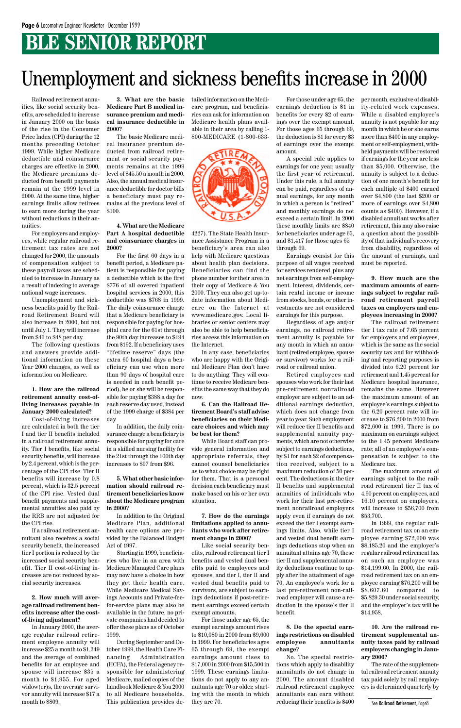# BLE SENIOR REPORT

# Unemployment and sickness benefits increase in 2000

Railroad retirement annuities, like social security benefits, are scheduled to increase in January 2000 on the basis of the rise in the Consumer Price Index (CPI) during the 12 months preceding October 1999. While higher Medicare deductible and coinsurance charges are effective in 2000, the Medicare premiums deducted from benefit payments remain at the 1999 level in 2000. At the same time, higher earnings limits allow retirees to earn more during the year without reductions in their annuities.

For employers and employees, while regular railroad retirement tax rates are not changed for 2000, the amounts of compensation subject to these payroll taxes are scheduled to increase in January as a result of indexing to average national wage increases.

Unemployment and sickness benefits paid by the Railroad Retirement Board will also increase in 2000, but not until July 1. They will increase from $46 to $48 per day.

The following questions and answers provide additional information on these Year 2000 changes, as well as information on Medicare.

**1. How are the railroad retirement annuity cost-of-living increases payable in January 2000 calculated?**

Cost-of-living increases are calculated in both the tier I and tier II benefits included in a railroad retirement annuity. Tier I benefits, like social security benefits, will increase by 2.4 percent, which is the percentage of the CPI rise. Tier II benefits will increase by 0.8 percent, which is 32.5 percent of the CPI rise. Vested dual benefit payments and supplemental annuities also paid by the RRB are not adjusted for the CPI rise.

If a railroad retirement annuitant also receives a social security benefit, the increased tier I portion is reduced by the increased social security benefit. Tier II cost-of-living increases are not reduced by social security increases.

**2. How much will average railroad retirement benefits increase after the cost-of-living adjustment?**

In January 2000, the average regular railroad retirement employee annuity will increase $25 a month to $1,349 and the average of combined benefits for an employee and spouse will increase $35 a month to $1,955. For aged widow(er)s, the average survivor annuity will increase $17 a month to $809.

**3. What are the basic Medicare Part B medical insurance premium and medical insurance deductible in 2000?**

The basic Medicare medical insurance premium deducted from railroad retirement or social security payments remains at the 1999 level of $45.50 a month in 2000. Also, the annual medical insurance deductible for doctor bills a beneficiary must pay remains at the previous level of $100.

**4. What are the Medicare Part A hospital deductible and coinsurance charges in 2000?**

For the first 60 days in a benefit period, a Medicare patient is responsible for paying a deductible which is the first $776 of all covered inpatient hospital services in 2000; this deductible was $768 in 1999. The daily coinsurance charge that a Medicare beneficiary is responsible for paying for hospital care for the 61st through the 90th day increases to $194 from $192. If a beneficiary uses "lifetime reserve" days (the extra 60 hospital days a beneficiary can use when more than 90 days of hospital care is needed in each benefit period), he or she will be responsible for paying $388 a day for each reserve day used, instead of the 1999 charge of $384 per day.

In addition, the daily coinsurance charge a beneficiary is responsible for paying for care in a skilled nursing facility for the 21st through the 100th day increases to $97 from $96.

**5. What other basic information should railroad retirement beneficiaries know about the Medicare program in 2000?**

In addition to the Original Medicare Plan, additional health care options are provided by the Balanced Budget Act of 1997.

Starting in 1999, beneficiaries who live in an area with Medicare Managed Care plans may now have a choice in how they get their health care. While Medicare Medical Savings Accounts and Private-fee-for-service plans may also be available in the future, no private companies had decided to offer these plans as of October 1999.

During September and October 1999, the Health Care Financing Administration (HCFA), the Federal agency responsible for administering Medicare, mailed copies of the handbook Medicare & You 2000 to all Medicare households. This publication provides detailed information on the Medicare program, and beneficiaries can ask for information on Medicare health plans available in their area by calling 1-800-MEDICARE (1-800-633-4227). The State Health Insurance Assistance Program in a beneficiary's area can also help with Medicare questions about health plan decisions. Beneficiaries can find the phone number for their area in their copy of Medicare & You 2000. They can also get up-to-date information about Medicare on the Internet at www.medicare.gov. Local libraries or senior centers may also be able to help beneficiaries access this information on the Internet.

In any case, beneficiaries who are happy with the Original Medicare Plan don't have to do anything. They will continue to receive Medicare benefits the same way that they do now.

**6. Can the Railroad Retirement Board's staff advise beneficiaries on their Medicare choices and which may be best for them?**

While Board staff can provide general information and appropriate referrals, they cannot counsel beneficiaries as to what choice may be right for them. That is a personal decision each beneficiary must make based on his or her own situation.

**7. How do the earnings limitations applied to annuitants who work after retirement change in 2000?**

Like social security benefits, railroad retirement tier I benefits and vested dual benefits paid to employees and spouses, and tier I, tier II and vested dual benefits paid to survivors, are subject to earnings deductions if post-retirement earnings exceed certain exempt amounts.

For those under age 65, the exempt earnings amount rises to $10,080 in 2000 from $9,600 in 1999. For beneficiaries ages 65 through 69, the exempt earnings amount rises to $17,000 in 2000 from $15,500 in 1999. These earnings limitations do not apply to any annuitants age 70 or older, starting with the month in which they are 70.

For those under age 65, the earnings deduction is $1 in benefits for every $2 of earnings over the exempt amount. For those ages 65 through 69, the deduction is $1 for every $3 of earnings over the exempt amount.

A special rule applies to earnings for one year, usually the first year of retirement. Under this rule, a full annuity can be paid, regardless of annual earnings, for any month in which a person is "retired" and monthly earnings do not exceed a certain limit. In 2000 these monthly limits are $840 for beneficiaries under age 65, and $1,417 for those ages 65 through 69.

Earnings consist for this purpose of all wages received for services rendered, plus any net earnings from self-employment. Interest, dividends, certain rental income or income from stocks, bonds, or other investments are not considered earnings for this purpose.

Regardless of age and/or earnings, no railroad retirement annuity is payable for any month in which an annuitant (retired employee, spouse or survivor) works for a railroad or railroad union.

Retired employees and spouses who work for their last pre-retirement nonrailroad employer are subject to an additional earnings deduction, which does not change from year to year. Such employment will reduce tier II benefits and supplemental annuity payments, which are not otherwise subject to earnings deductions, by $1 for each $2 of compensation received, subject to a maximum reduction of 50 percent. The deductions in the tier II benefits and supplemental annuities of individuals who work for their last pre-retirement nonrailroad employers apply even if earnings do not exceed the tier I exempt earnings limits. Also, while tier I and vested dual benefit earnings deductions stop when an annuitant attains age 70, these tier II and supplemental annuity deductions continue to apply after the attainment of age 70. An employee's work for a last pre-retirement non-railroad employer will cause a reduction in the spouse's tier II benefit.

**8. Do the special earnings restrictions on disabled employee annuitants change?**

No. The special restrictions which apply to disability annuitants do not change in 2000. The amount disabled railroad retirement employee annuitants can earn without reducing their benefits is $400 per month, exclusive of disability-related work expenses. While a disabled employee's annuity is not payable for any month in which he or she earns more than $400 in any employment or self-employment, withheld payments will be restored if earnings for the year are less than $5,000. Otherwise, the annuity is subject to a deduction of one month's benefit for each multiple of $400 earned over $4,800 (the last $200 or more of earnings over $4,800 counts as $400). However, if a disabled annuitant works after retirement, this may also raise a question about the possibility of that individual's recovery from disability, regardless of the amount of earnings, and must be reported.

**9. How much are the maximum amounts of earnings subject to regular railroad retirement payroll taxes on employers and employees increasing in 2000?**

The railroad retirement tier I tax rate of 7.65 percent for employers and employees, which is the same as the social security tax and for withholding and reporting purposes is divided into 6.20 percent for retirement and 1.45 percent for Medicare hospital insurance, remains the same. However the maximum amount of an employee's earnings subject to the 6.20 percent rate will increase to $76,200 in 2000 from $72,600 in 1999. There is no maximum on earnings subject to the 1.45 percent Medicare rate; all of an employee's compensation is subject to the Medicare tax.

The maximum amount of earnings subject to the railroad retirement tier II tax of 4.90 percent on employees, and 16.10 percent on employers, will increase to $56,700 from $53,700.

In 1999, the regular railroad retirement tax on an employee earning $72,600 was $8,185.20 and the employer's regular railroad retirement tax on such an employee was $14,199.60. In 2000, the railroad retirement tax on an employee earning $76,200 will be $8,607.60 compared to $5,829.30 under social security, and the employer's tax will be $14,958.

**10. Are the railroad retirement supplemental annuity taxes paid by railroad employers changing in January 2000?**

The rate of the supplemental railroad retirement annuity tax paid solely by rail employers is determined quarterly by

See Railroad Retirement, Page8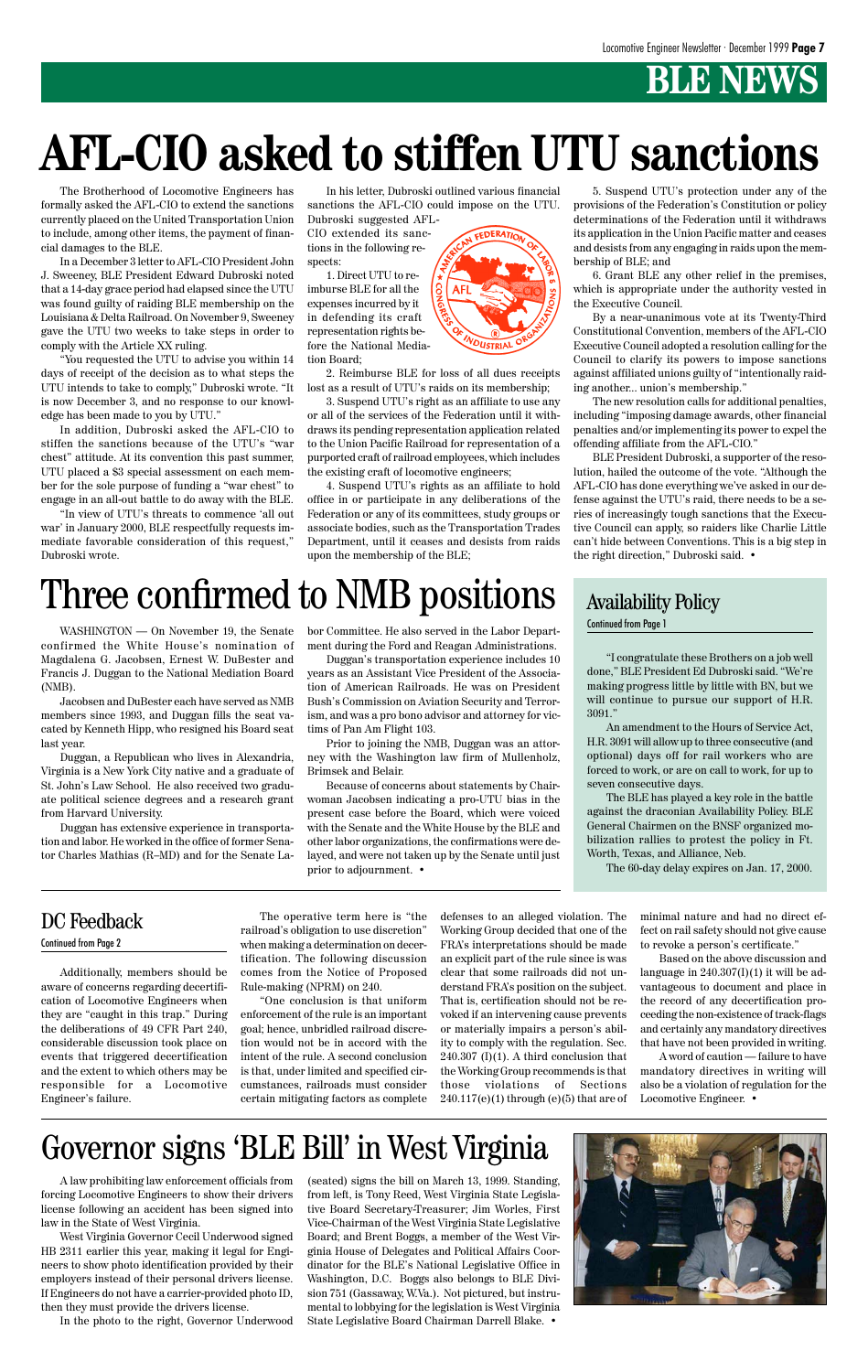## BLE NEWS

# AFL-CIO asked to stiffen UTU sanctions

The Brotherhood of Locomotive Engineers has formally asked the AFL-CIO to extend the sanctions currently placed on the United Transportation Union to include, among other items, the payment of financial damages to the BLE.

In a December 3 letter to AFL-CIO President John J. Sweeney, BLE President Edward Dubroski noted that a 14-day grace period had elapsed since the UTU was found guilty of raiding BLE membership on the Louisiana & Delta Railroad. On November 9, Sweeney gave the UTU two weeks to take steps in order to comply with the Article XX ruling.

"You requested the UTU to advise you within 14 days of receipt of the decision as to what steps the UTU intends to take to comply," Dubroski wrote. "It is now December 3, and no response to our knowledge has been made to you by UTU."

In addition, Dubroski asked the AFL-CIO to stiffen the sanctions because of the UTU's "war chest" attitude. At its convention this past summer, UTU placed a $3 special assessment on each member for the sole purpose of funding a "war chest" to engage in an all-out battle to do away with the BLE.

"In view of UTU's threats to commence 'all out war' in January 2000, BLE respectfully requests immediate favorable consideration of this request," Dubroski wrote.

In his letter, Dubroski outlined various financial sanctions the AFL-CIO could impose on the UTU. Dubroski suggested AFL-CIO extended its sanctions in the following respects:

1. Direct UTU to reimburse BLE for all the expenses incurred by it in defending its craft representation rights before the National Mediation Board;

2. Reimburse BLE for loss of all dues receipts lost as a result of UTU's raids on its membership;

3. Suspend UTU's right as an affiliate to use any or all of the services of the Federation until it withdraws its pending representation application related to the Union Pacific Railroad for representation of a purported craft of railroad employees, which includes the existing craft of locomotive engineers;

4. Suspend UTU's rights as an affiliate to hold office in or participate in any deliberations of the Federation or any of its committees, study groups or associate bodies, such as the Transportation Trades Department, until it ceases and desists from raids upon the membership of the BLE;

5. Suspend UTU's protection under any of the provisions of the Federation's Constitution or policy determinations of the Federation until it withdraws its application in the Union Pacific matter and ceases and desists from any engaging in raids upon the membership of BLE; and

6. Grant BLE any other relief in the premises, which is appropriate under the authority vested in the Executive Council.

By a near-unanimous vote at its Twenty-Third Constitutional Convention, members of the AFL-CIO Executive Council adopted a resolution calling for the Council to clarify its powers to impose sanctions against affiliated unions guilty of "intentionally raiding another... union's membership."

The new resolution calls for additional penalties, including "imposing damage awards, other financial penalties and/or implementing its power to expel the offending affiliate from the AFL-CIO."

BLE President Dubroski, a supporter of the resolution, hailed the outcome of the vote. "Although the AFL-CIO has done everything we've asked in our defense against the UTU's raid, there needs to be a series of increasingly tough sanctions that the Executive Council can apply, so raiders like Charlie Little can't hide between Conventions. This is a big step in the right direction," Dubroski said. •

# Three confirmed to NMB positions

WASHINGTON — On November 19, the Senate confirmed the White House's nomination of Magdalena G. Jacobsen, Ernest W. DuBester and Francis J. Duggan to the National Mediation Board (NMB).

Jacobsen and DuBester each have served as NMB members since 1993, and Duggan fills the seat vacated by Kenneth Hipp, who resigned his Board seat last year.

Duggan, a Republican who lives in Alexandria, Virginia is a New York City native and a graduate of St. John's Law School. He also received two graduate political science degrees and a research grant from Harvard University.

Duggan has extensive experience in transportation and labor. He worked in the office of former Senator Charles Mathias (R–MD) and for the Senate Labor Committee. He also served in the Labor Department during the Ford and Reagan Administrations.

Duggan's transportation experience includes 10 years as an Assistant Vice President of the Association of American Railroads. He was on President Bush's Commission on Aviation Security and Terrorism, and was a pro bono advisor and attorney for victims of Pan Am Flight 103.

Prior to joining the NMB, Duggan was an attorney with the Washington law firm of Mullenholz, Brimsek and Belair.

Because of concerns about statements by Chairwoman Jacobsen indicating a pro-UTU bias in the present case before the Board, which were voiced with the Senate and the White House by the BLE and other labor organizations, the confirmations were delayed, and were not taken up by the Senate until just prior to adjournment. •

## Availability Policy

Continued from Page 1

"I congratulate these Brothers on a job well done," BLE President Ed Dubroski said. "We're making progress little by little with BN, but we will continue to pursue our support of H.R. 3091."

An amendment to the Hours of Service Act, H.R. 3091 will allow up to three consecutive (and optional) days off for rail workers who are forced to work, or are on call to work, for up to seven consecutive days.

The BLE has played a key role in the battle against the draconian Availability Policy. BLE General Chairmen on the BNSF organized mobilization rallies to protest the policy in Ft. Worth, Texas, and Alliance, Neb.

The 60-day delay expires on Jan. 17, 2000.

## DC Feedback

Continued from Page 2

Additionally, members should be aware of concerns regarding decertification of Locomotive Engineers when they are "caught in this trap." During the deliberations of 49 CFR Part 240, considerable discussion took place on events that triggered decertification and the extent to which others may be responsible for a Locomotive Engineer's failure.

The operative term here is "the railroad's obligation to use discretion" when making a determination on decertification. The following discussion comes from the Notice of Proposed Rule-making (NPRM) on 240.

"One conclusion is that uniform enforcement of the rule is an important goal; hence, unbridled railroad discretion would not be in accord with the intent of the rule. A second conclusion is that, under limited and specified circumstances, railroads must consider certain mitigating factors as complete defenses to an alleged violation. The Working Group decided that one of the FRA's interpretations should be made an explicit part of the rule since is was clear that some railroads did not understand FRA's position on the subject. That is, certification should not be revoked if an intervening cause prevents or materially impairs a person's ability to comply with the regulation. Sec. 240.307 (I)(1). A third conclusion that the Working Group recommends is that those violations of Sections 240.117(e)(1) through (e)(5) that are of minimal nature and had no direct effect on rail safety should not give cause to revoke a person's certificate."

Based on the above discussion and language in 240.307(I)(1) it will be advantageous to document and place in the record of any decertification proceeding the non-existence of track-flags and certainly any mandatory directives that have not been provided in writing.

A word of caution — failure to have mandatory directives in writing will also be a violation of regulation for the Locomotive Engineer. •

# Governor signs 'BLE Bill' in West Virginia

A law prohibiting law enforcement officials from forcing Locomotive Engineers to show their drivers license following an accident has been signed into law in the State of West Virginia.

West Virginia Governor Cecil Underwood signed HB 2311 earlier this year, making it legal for Engineers to show photo identification provided by their employers instead of their personal drivers license. If Engineers do not have a carrier-provided photo ID, then they must provide the drivers license.

In the photo to the right, Governor Underwood (seated) signs the bill on March 13, 1999. Standing, from left, is Tony Reed, West Virginia State Legislative Board Secretary-Treasurer; Jim Worles, First Vice-Chairman of the West Virginia State Legislative Board; and Brent Boggs, a member of the West Virginia House of Delegates and Political Affairs Coordinator for the BLE's National Legislative Office in Washington, D.C. Boggs also belongs to BLE Division 751 (Gassaway, W.Va.). Not pictured, but instrumental to lobbying for the legislation is West Virginia State Legislative Board Chairman Darrell Blake. •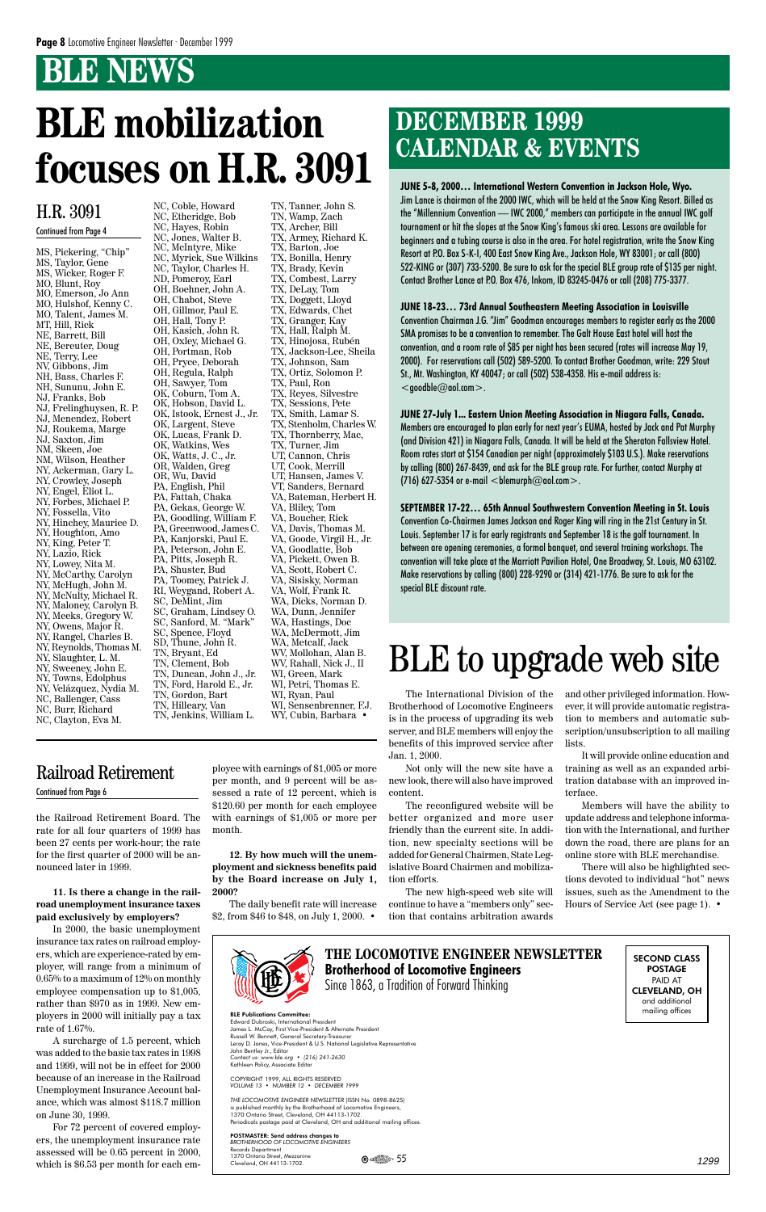# BLE NEWS

# BLE mobilization focuses on H.R. 3091

## H.R. 3091

Continued from Page 4

MS, Pickering, "Chip"
MS, Taylor, Gene
MS, Wicker, Roger F.
MO, Blunt, Roy
MO, Emerson, Jo Ann
MO, Hulshof, Kenny C.
MO, Talent, James M.
MT, Hill, Rick
NE, Barrett, Bill
NE, Bereuter, Doug
NE, Terry, Lee
NV, Gibbons, Jim
NH, Bass, Charles F.
NH, Sununu, John E.
NJ, Franks, Bob
NJ, Frelinghuysen, R. P.
NJ, Menendez, Robert
NJ, Roukema, Marge
NJ, Saxton, Jim
NM, Skeen, Joe
NM, Wilson, Heather
NY, Ackerman, Gary L.
NY, Crowley, Joseph
NY, Engel, Eliot L.
NY, Forbes, Michael P.
NY, Fossella, Vito
NY, Hinchey, Maurice D.
NY, Houghton, Amo
NY, King, Peter T.
NY, Lazio, Rick
NY, Lowey, Nita M.
NY, McCarthy, Carolyn
NY, McHugh, John M.
NY, McNulty, Michael R.
NY, Maloney, Carolyn B.
NY, Meeks, Gregory W.
NY, Owens, Major R.
NY, Rangel, Charles B.
NY, Reynolds, Thomas M.
NY, Slaughter, L. M.
NY, Sweeney, John E.
NY, Towns, Edolphus
NY, Velázquez, Nydia M.
NC, Ballenger, Cass
NC, Burr, Richard
NC, Clayton, Eva M.
NC, Coble, Howard
NC, Etheridge, Bob
NC, Hayes, Robin
NC, Jones, Walter B.
NC, McIntyre, Mike
NC, Myrick, Sue Wilkins
NC, Taylor, Charles H.
ND, Pomeroy, Earl
OH, Boehner, John A.
OH, Chabot, Steve
OH, Gillmor, Paul E.
OH, Hall, Tony P.
OH, Kasich, John R.
OH, Oxley, Michael G.
OH, Portman, Rob
OH, Pryce, Deborah
OH, Regula, Ralph
OH, Sawyer, Tom
OK, Coburn, Tom A.
OK, Hobson, David L.
OK, Istook, Ernest J., Jr.
OK, Largent, Steve
OK, Lucas, Frank D.
OK, Watkins, Wes
OK, Watts, J. C., Jr.
OR, Walden, Greg
OR, Wu, David
PA, English, Phil
PA, Fattah, Chaka
PA, Gekas, George W.
PA, Goodling, William F.
PA, Greenwood, James C.
PA, Kanjorski, Paul E.
PA, Peterson, John E.
PA, Pitts, Joseph R.
PA, Shuster, Bud
PA, Toomey, Patrick J.
RI, Weygand, Robert A.
SC, DeMint, Jim
SC, Graham, Lindsey O.
SC, Sanford, M. "Mark"
SC, Spence, Floyd
SD, Thune, John R.
TN, Bryant, Ed
TN, Clement, Bob
TN, Duncan, John J., Jr.
TN, Ford, Harold E., Jr.
TN, Gordon, Bart
TN, Hilleary, Van
TN, Jenkins, William L.
TN, Tanner, John S.
TN, Wamp, Zach
TX, Archer, Bill
TX, Armey, Richard K.
TX, Barton, Joe
TX, Bonilla, Henry
TX, Brady, Kevin
TX, Combest, Larry
TX, DeLay, Tom
TX, Doggett, Lloyd
TX, Edwards, Chet
TX, Granger, Kay
TX, Hall, Ralph M.
TX, Hinojosa, Rubén
TX, Jackson-Lee, Sheila
TX, Johnson, Sam
TX, Ortiz, Solomon P.
TX, Paul, Ron
TX, Reyes, Silvestre
TX, Sessions, Pete
TX, Smith, Lamar S.
TX, Stenholm, Charles W.
TX, Thornberry, Mac,
TX, Turner, Jim
UT, Cannon, Chris
UT, Cook, Merrill
UT, Hansen, James V.
VT, Sanders, Bernard
VA, Bateman, Herbert H.
VA, Bliley, Tom
VA, Boucher, Rick
VA, Davis, Thomas M.
VA, Goode, Virgil H., Jr.
VA, Goodlatte, Bob
VA, Pickett, Owen B.
VA, Scott, Robert C.
VA, Sisisky, Norman
VA, Wolf, Frank R.
WA, Dicks, Norman D.
WA, Dunn, Jennifer
WA, Hastings, Doc
WA, McDermott, Jim
WA, Metcalf, Jack
WV, Mollohan, Alan B.
WV, Rahall, Nick J., II
WI, Green, Mark
WI, Petri, Thomas E.
WI, Ryan, Paul
WI, Sensenbrenner, F.J.
WY, Cubin, Barbara •

# DECEMBER 1999 CALENDAR & EVENTS

**JUNE 5-8, 2000… International Western Convention in Jackson Hole, Wyo.**
Jim Lance is chairman of the 2000 IWC, which will be held at the Snow King Resort. Billed as the "Millennium Convention — IWC 2000," members can participate in the annual IWC golf tournament or hit the slopes at the Snow King's famous ski area. Lessons are available for beginners and a tubing course is also in the area. For hotel registration, write the Snow King Resort at P.O. Box S-K-I, 400 East Snow King Ave., Jackson Hole, WY 83001; or call (800) 522-KING or (307) 733-5200. Be sure to ask for the special BLE group rate of $135 per night. Contact Brother Lance at P.O. Box 476, Inkom, ID 83245-0476 or call (208) 775-3377.

**JUNE 18-23… 73rd Annual Southeastern Meeting Association in Louisville**
Convention Chairman J.G. "Jim" Goodman encourages members to register early as the 2000 SMA promises to be a convention to remember. The Galt House East hotel will host the convention, and a room rate of $85 per night has been secured (rates will increase May 19, 2000). For reservations call (502) 589-5200. To contact Brother Goodman, write: 229 Stout St., Mt. Washington, KY 40047; or call (502) 538-4358. His e-mail address is: <goodble@aol.com>.

**JUNE 27-July 1… Eastern Union Meeting Association in Niagara Falls, Canada.**
Members are encouraged to plan early for next year's EUMA, hosted by Jack and Pat Murphy (and Division 421) in Niagara Falls, Canada. It will be held at the Sheraton Fallsview Hotel. Room rates start at $154 Canadian per night (approximately $103 U.S.). Make reservations by calling (800) 267-8439, and ask for the BLE group rate. For further, contact Murphy at (716) 627-5354 or e-mail <blemurph@aol.com>.

**SEPTEMBER 17-22… 65th Annual Southwestern Convention Meeting in St. Louis**
Convention Co-Chairmen James Jackson and Roger King will ring in the 21st Century in St. Louis. September 17 is for early registrants and September 18 is the golf tournament. In between are opening ceremonies, a formal banquet, and several training workshops. The convention will take place at the Marriott Pavilion Hotel, One Broadway, St. Louis, MO 63102. Make reservations by calling (800) 228-9290 or (314) 421-1776. Be sure to ask for the special BLE discount rate.

## Railroad Retirement

Continued from Page 6

the Railroad Retirement Board. The rate for all four quarters of 1999 has been 27 cents per work-hour; the rate for the first quarter of 2000 will be announced later in 1999.

**11. Is there a change in the railroad unemployment insurance taxes paid exclusively by employers?**

In 2000, the basic unemployment insurance tax rates on railroad employers, which are experience-rated by employer, will range from a minimum of 0.65% to a maximum of 12% on monthly employee compensation up to $1,005, rather than $970 as in 1999. New employers in 2000 will initially pay a tax rate of 1.67%.

A surcharge of 1.5 percent, which was added to the basic tax rates in 1998 and 1999, will not be in effect for 2000 because of an increase in the Railroad Unemployment Insurance Account balance, which was almost $118.7 million on June 30, 1999.

For 72 percent of covered employers, the unemployment insurance rate assessed will be 0.65 percent in 2000, which is $6.53 per month for each employee with earnings of $1,005 or more per month, and 9 percent will be assessed a rate of 12 percent, which is $120.60 per month for each employee with earnings of $1,005 or more per month.

**12. By how much will the unemployment and sickness benefits paid by the Board increase on July 1, 2000?**

The daily benefit rate will increase $2, from $46 to $48, on July 1, 2000. •

# BLE to upgrade web site

The International Division of the Brotherhood of Locomotive Engineers is in the process of upgrading its web server, and BLE members will enjoy the benefits of this improved service after Jan. 1, 2000.

Not only will the new site have a new look, there will also have improved content.

The reconfigured website will be better organized and more user friendly than the current site. In addition, new specialty sections will be added for General Chairmen, State Legislative Board Chairmen and mobilization efforts.

The new high-speed web site will continue to have a "members only" section that contains arbitration awards and other privileged information. However, it will provide automatic registration to members and automatic subscription/unsubscription to all mailing lists.

It will provide online education and training as well as an expanded arbitration database with an improved interface.

Members will have the ability to update address and telephone information with the International, and further down the road, there are plans for an online store with BLE merchandise.

There will also be highlighted sections devoted to individual "hot" news issues, such as the Amendment to the Hours of Service Act (see page 1). •

---

**THE LOCOMOTIVE ENGINEER NEWSLETTER**
**Brotherhood of Locomotive Engineers**
Since 1863, a Tradition of Forward Thinking

**BLE Publications Committee:**
Edward Dubroski, International President
James L. McCoy, First Vice-President & Alternate President
Russell W. Bennett, General Secretary-Treasurer
Leroy D. Jones, Vice-President & U.S. National Legislative Representative
John Bentley Jr., Editor
*Contact us: www.ble.org • (216) 241-2630*
Kathleen Policy, Associate Editor

COPYRIGHT 1999, ALL RIGHTS RESERVED
*VOLUME 13 • NUMBER 12 • DECEMBER 1999*

*THE LOCOMOTIVE ENGINEER NEWSLETTER* (ISSN No. 0898-8625) is published monthly by the Brotherhood of Locomotive Engineers, 1370 Ontario Street, Cleveland, OH 44113-1702. Periodicals postage paid at Cleveland, OH and additional mailing offices.

**POSTMASTER: Send address changes to**
*BROTHERHOOD OF LOCOMOTIVE ENGINEERS*
Records Department
1370 Ontario Street, Mezzanine
Cleveland, OH 44113-1702.

**SECOND CLASS POSTAGE** PAID AT **CLEVELAND, OH** and additional mailing offices

55

1299